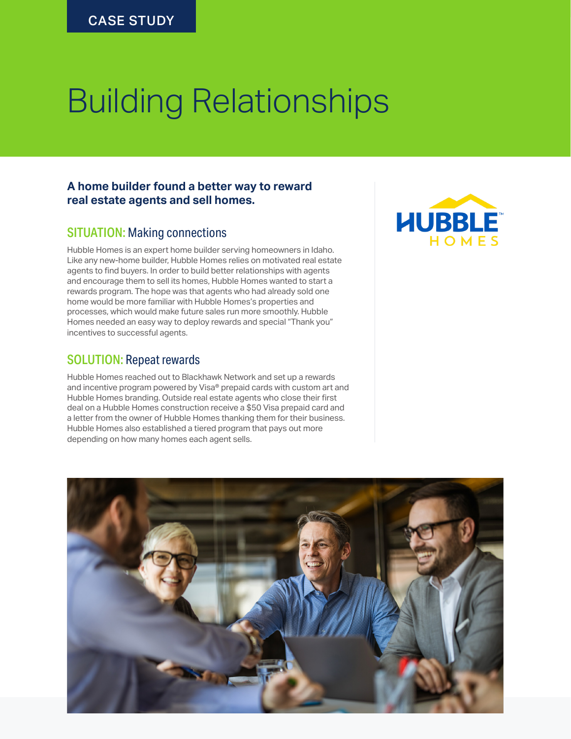CASE STUDY

# Building Relationships

**A home builder found a better way to reward real estate agents and sell homes.**

## SITUATION: Making connections

Hubble Homes is an expert home builder serving homeowners in Idaho. Like any new-home builder, Hubble Homes relies on motivated real estate agents to find buyers. In order to build better relationships with agents and encourage them to sell its homes, Hubble Homes wanted to start a rewards program. The hope was that agents who had already sold one home would be more familiar with Hubble Homes's properties and processes, which would make future sales run more smoothly. Hubble Homes needed an easy way to deploy rewards and special "Thank you" incentives to successful agents.

## SOLUTION: Repeat rewards

Hubble Homes reached out to Blackhawk Network and set up a rewards and incentive program powered by Visa® prepaid cards with custom art and Hubble Homes branding. Outside real estate agents who close their first deal on a Hubble Homes construction receive a $50 Visa prepaid card and a letter from the owner of Hubble Homes thanking them for their business. Hubble Homes also established a tiered program that pays out more depending on how many homes each agent sells.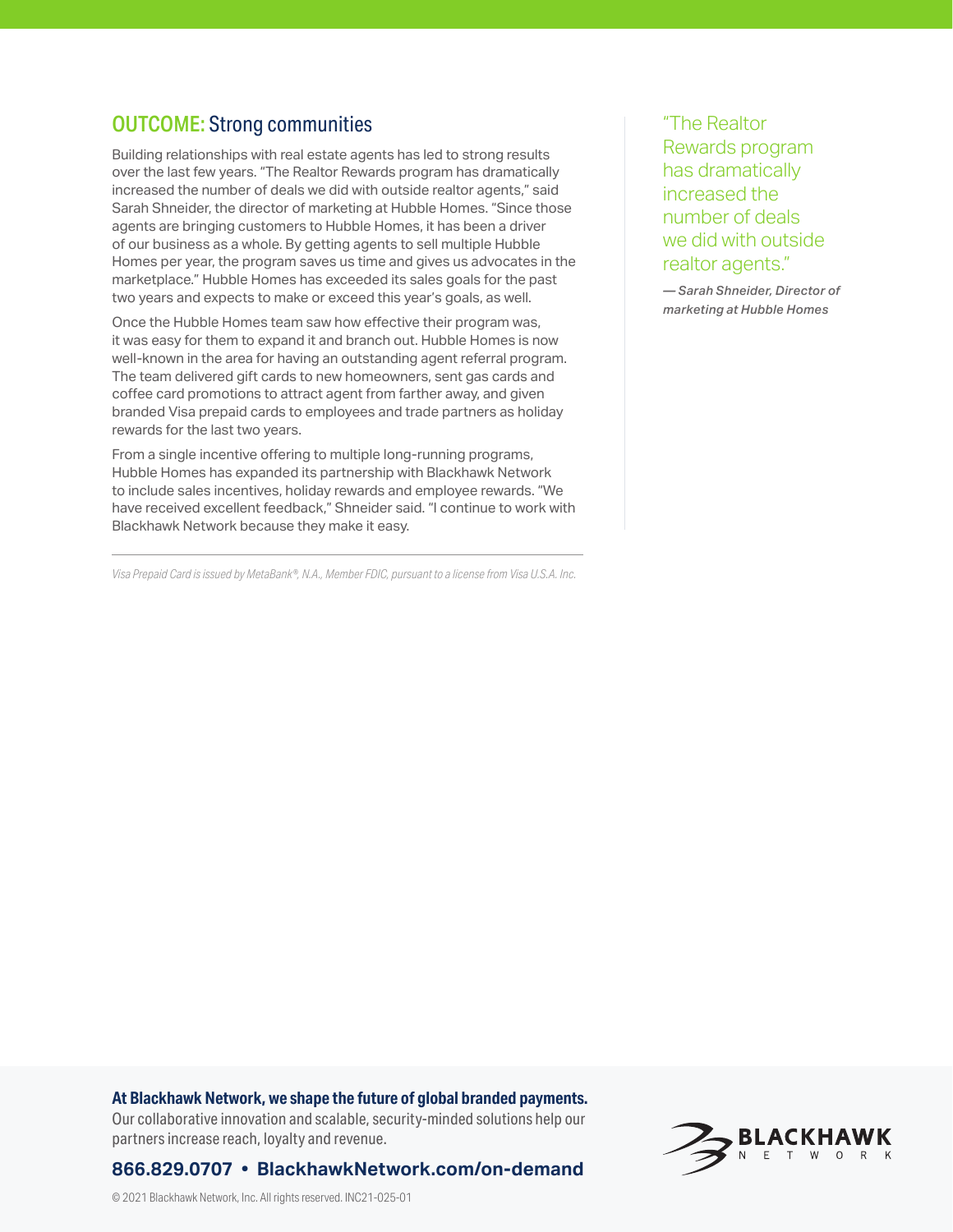## OUTCOME: Strong communities

Building relationships with real estate agents has led to strong results over the last few years. "The Realtor Rewards program has dramatically increased the number of deals we did with outside realtor agents," said Sarah Shneider, the director of marketing at Hubble Homes. "Since those agents are bringing customers to Hubble Homes, it has been a driver of our business as a whole. By getting agents to sell multiple Hubble Homes per year, the program saves us time and gives us advocates in the marketplace." Hubble Homes has exceeded its sales goals for the past two years and expects to make or exceed this year's goals, as well.

Once the Hubble Homes team saw how effective their program was, it was easy for them to expand it and branch out. Hubble Homes is now well-known in the area for having an outstanding agent referral program. The team delivered gift cards to new homeowners, sent gas cards and coffee card promotions to attract agent from farther away, and given branded Visa prepaid cards to employees and trade partners as holiday rewards for the last two years.

From a single incentive offering to multiple long-running programs, Hubble Homes has expanded its partnership with Blackhawk Network to include sales incentives, holiday rewards and employee rewards. "We have received excellent feedback," Shneider said. "I continue to work with Blackhawk Network because they make it easy.

> "The Realtor Rewards program has dramatically increased the number of deals we did with outside realtor agents."
>
> *— Sarah Shneider, Director of marketing at Hubble Homes*

---

*Visa Prepaid Card is issued by MetaBank®, N.A., Member FDIC, pursuant to a license from Visa U.S.A. Inc.*

**At Blackhawk Network, we shape the future of global branded payments.**
Our collaborative innovation and scalable, security-minded solutions help our partners increase reach, loyalty and revenue.

**866.829.0707 • BlackhawkNetwork.com/on-demand**

BLACKHAWK NETWORK

© 2021 Blackhawk Network, Inc. All rights reserved. INC21-025-01